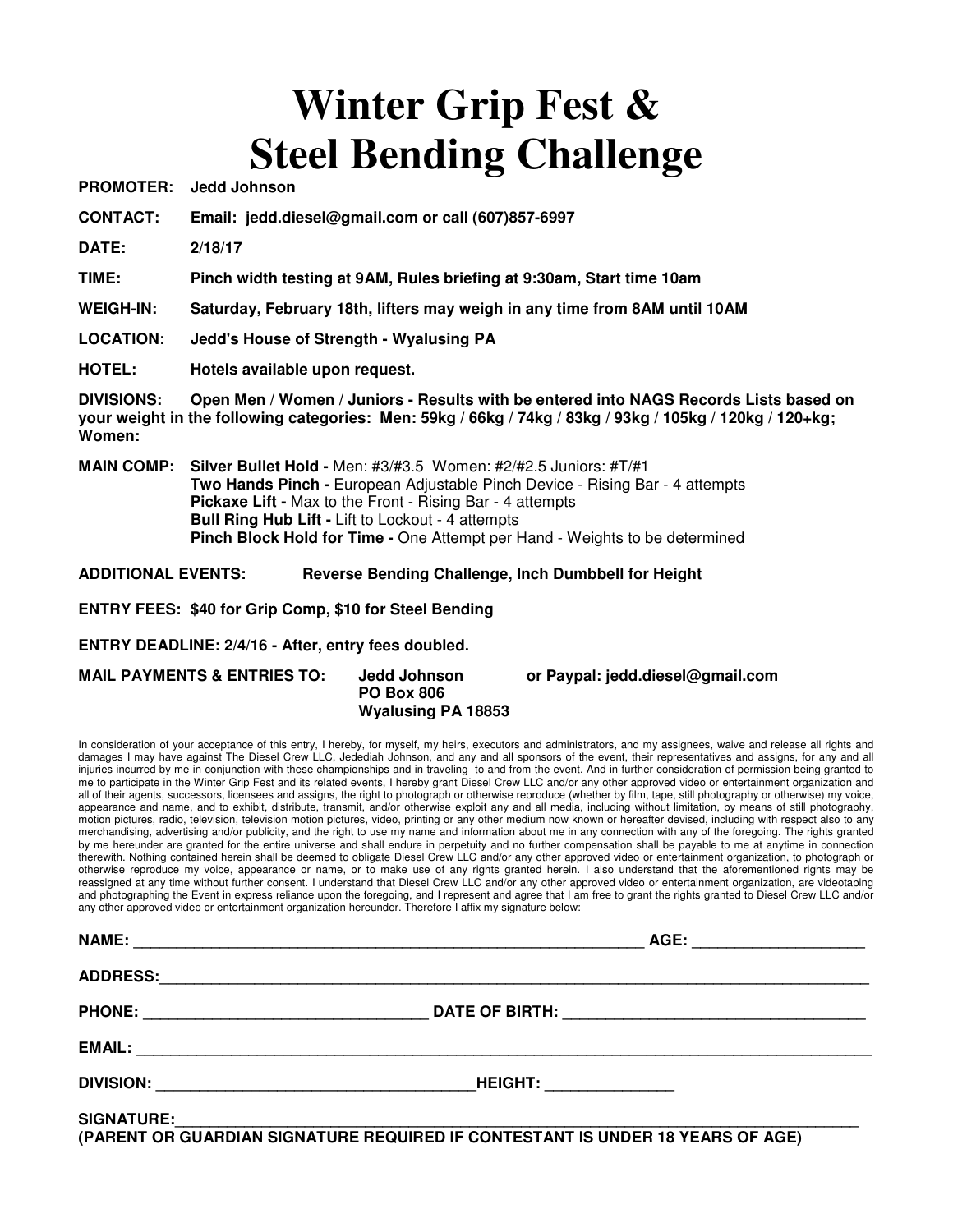# Winter Grip Fest & Steel Bending Challenge

**PROMOTER:** **Jedd Johnson**

**CONTACT:** **Email: jedd.diesel@gmail.com or call (607)857-6997**

**DATE:** **2/18/17**

**TIME:** **Pinch width testing at 9AM, Rules briefing at 9:30am, Start time 10am**

**WEIGH-IN:** **Saturday, February 18th, lifters may weigh in any time from 8AM until 10AM**

**LOCATION:** **Jedd's House of Strength - Wyalusing PA**

**HOTEL:** **Hotels available upon request.**

**DIVISIONS:** **Open Men / Women / Juniors - Results with be entered into NAGS Records Lists based on your weight in the following categories: Men: 59kg / 66kg / 74kg / 83kg / 93kg / 105kg / 120kg / 120+kg; Women:**

**MAIN COMP:** **Silver Bullet Hold -** Men: #3/#3.5 Women: #2/#2.5 Juniors: #T/#1
**Two Hands Pinch -** European Adjustable Pinch Device - Rising Bar - 4 attempts
**Pickaxe Lift -** Max to the Front - Rising Bar - 4 attempts
**Bull Ring Hub Lift -** Lift to Lockout - 4 attempts
**Pinch Block Hold for Time -** One Attempt per Hand - Weights to be determined

**ADDITIONAL EVENTS:** **Reverse Bending Challenge, Inch Dumbbell for Height**

**ENTRY FEES: $40 for Grip Comp, $10 for Steel Bending**

**ENTRY DEADLINE: 2/4/16 - After, entry fees doubled.**

**MAIL PAYMENTS & ENTRIES TO:** **Jedd Johnson**
**PO Box 806**
**Wyalusing PA 18853**
**or Paypal: jedd.diesel@gmail.com**

In consideration of your acceptance of this entry, I hereby, for myself, my heirs, executors and administrators, and my assignees, waive and release all rights and damages I may have against The Diesel Crew LLC, Jedediah Johnson, and any and all sponsors of the event, their representatives and assigns, for any and all injuries incurred by me in conjunction with these championships and in traveling to and from the event. And in further consideration of permission being granted to me to participate in the Winter Grip Fest and its related events, I hereby grant Diesel Crew LLC and/or any other approved video or entertainment organization and all of their agents, successors, licensees and assigns, the right to photograph or otherwise reproduce (whether by film, tape, still photography or otherwise) my voice, appearance and name, and to exhibit, distribute, transmit, and/or otherwise exploit any and all media, including without limitation, by means of still photography, motion pictures, radio, television, television motion pictures, video, printing or any other medium now known or hereafter devised, including with respect also to any merchandising, advertising and/or publicity, and the right to use my name and information about me in any connection with any of the foregoing. The rights granted by me hereunder are granted for the entire universe and shall endure in perpetuity and no further compensation shall be payable to me at anytime in connection therewith. Nothing contained herein shall be deemed to obligate Diesel Crew LLC and/or any other approved video or entertainment organization, to photograph or otherwise reproduce my voice, appearance or name, or to make use of any rights granted herein. I also understand that the aforementioned rights may be reassigned at any time without further consent. I understand that Diesel Crew LLC and/or any other approved video or entertainment organization, are videotaping and photographing the Event in express reliance upon the foregoing, and I represent and agree that I am free to grant the rights granted to Diesel Crew LLC and/or any other approved video or entertainment organization hereunder. Therefore I affix my signature below:

**NAME:** ______________________________ **AGE:** ____________

**ADDRESS:** ______________________________________________

**PHONE:** ____________________ **DATE OF BIRTH:** ____________________

**EMAIL:** ______________________________________________

**DIVISION:** ____________________ **HEIGHT:** ____________

**SIGNATURE:** ______________________________________________
**(PARENT OR GUARDIAN SIGNATURE REQUIRED IF CONTESTANT IS UNDER 18 YEARS OF AGE)**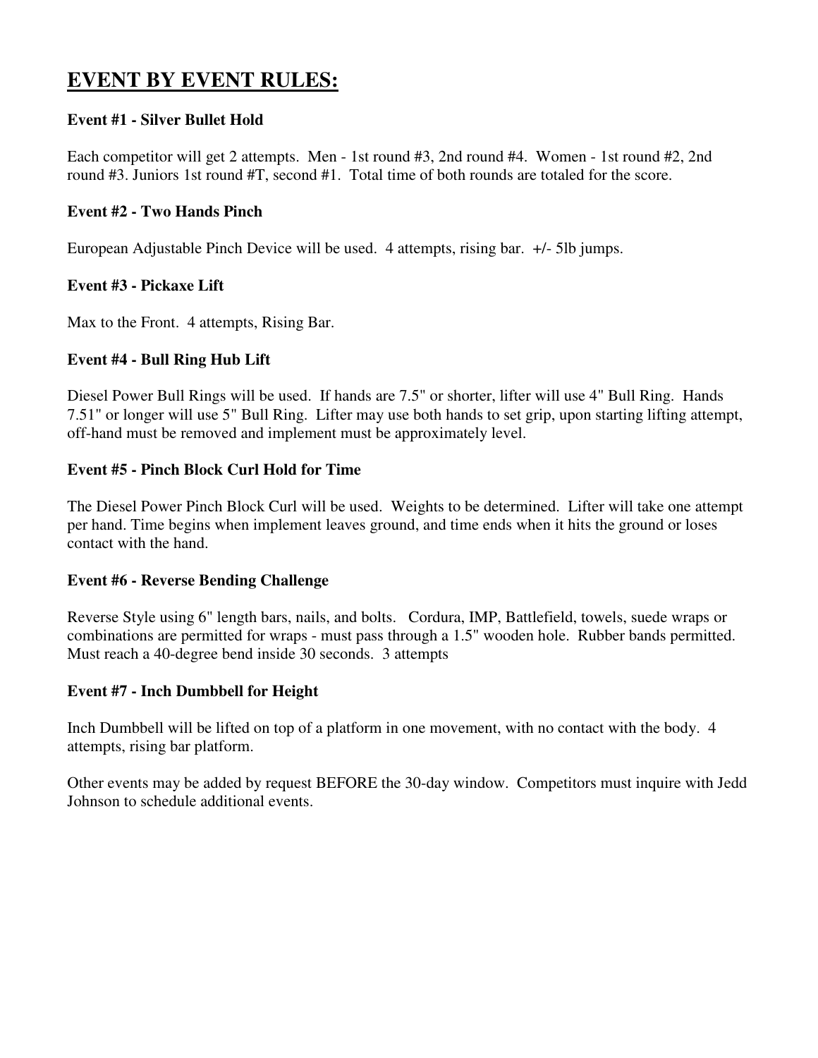# EVENT BY EVENT RULES:

### Event #1 - Silver Bullet Hold

Each competitor will get 2 attempts. Men - 1st round #3, 2nd round #4. Women - 1st round #2, 2nd round #3. Juniors 1st round #T, second #1. Total time of both rounds are totaled for the score.

### Event #2 - Two Hands Pinch

European Adjustable Pinch Device will be used. 4 attempts, rising bar. +/- 5lb jumps.

### Event #3 - Pickaxe Lift

Max to the Front. 4 attempts, Rising Bar.

### Event #4 - Bull Ring Hub Lift

Diesel Power Bull Rings will be used. If hands are 7.5" or shorter, lifter will use 4" Bull Ring. Hands 7.51" or longer will use 5" Bull Ring. Lifter may use both hands to set grip, upon starting lifting attempt, off-hand must be removed and implement must be approximately level.

### Event #5 - Pinch Block Curl Hold for Time

The Diesel Power Pinch Block Curl will be used. Weights to be determined. Lifter will take one attempt per hand. Time begins when implement leaves ground, and time ends when it hits the ground or loses contact with the hand.

### Event #6 - Reverse Bending Challenge

Reverse Style using 6" length bars, nails, and bolts. Cordura, IMP, Battlefield, towels, suede wraps or combinations are permitted for wraps - must pass through a 1.5" wooden hole. Rubber bands permitted. Must reach a 40-degree bend inside 30 seconds. 3 attempts

### Event #7 - Inch Dumbbell for Height

Inch Dumbbell will be lifted on top of a platform in one movement, with no contact with the body. 4 attempts, rising bar platform.

Other events may be added by request BEFORE the 30-day window. Competitors must inquire with Jedd Johnson to schedule additional events.